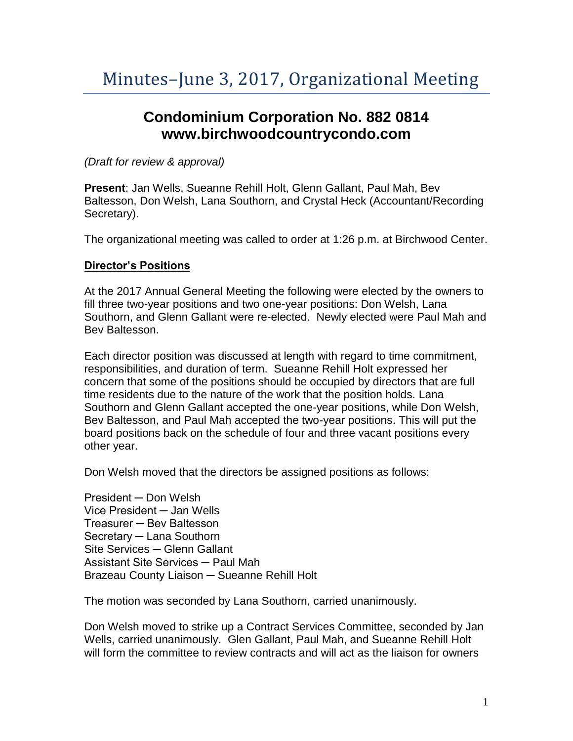# Minutes–June 3, 2017, Organizational Meeting

## Condominium Corporation No. 882 0814
## www.birchwoodcountrycondo.com

*(Draft for review & approval)*

**Present**: Jan Wells, Sueanne Rehill Holt, Glenn Gallant, Paul Mah, Bev Baltesson, Don Welsh, Lana Southorn, and Crystal Heck (Accountant/Recording Secretary).

The organizational meeting was called to order at 1:26 p.m. at Birchwood Center.

### Director's Positions

At the 2017 Annual General Meeting the following were elected by the owners to fill three two-year positions and two one-year positions: Don Welsh, Lana Southorn, and Glenn Gallant were re-elected. Newly elected were Paul Mah and Bev Baltesson.

Each director position was discussed at length with regard to time commitment, responsibilities, and duration of term. Sueanne Rehill Holt expressed her concern that some of the positions should be occupied by directors that are full time residents due to the nature of the work that the position holds. Lana Southorn and Glenn Gallant accepted the one-year positions, while Don Welsh, Bev Baltesson, and Paul Mah accepted the two-year positions. This will put the board positions back on the schedule of four and three vacant positions every other year.

Don Welsh moved that the directors be assigned positions as follows:

President ─ Don Welsh
Vice President ─ Jan Wells
Treasurer ─ Bev Baltesson
Secretary ─ Lana Southorn
Site Services ─ Glenn Gallant
Assistant Site Services ─ Paul Mah
Brazeau County Liaison ─ Sueanne Rehill Holt

The motion was seconded by Lana Southorn, carried unanimously.

Don Welsh moved to strike up a Contract Services Committee, seconded by Jan Wells, carried unanimously. Glen Gallant, Paul Mah, and Sueanne Rehill Holt will form the committee to review contracts and will act as the liaison for owners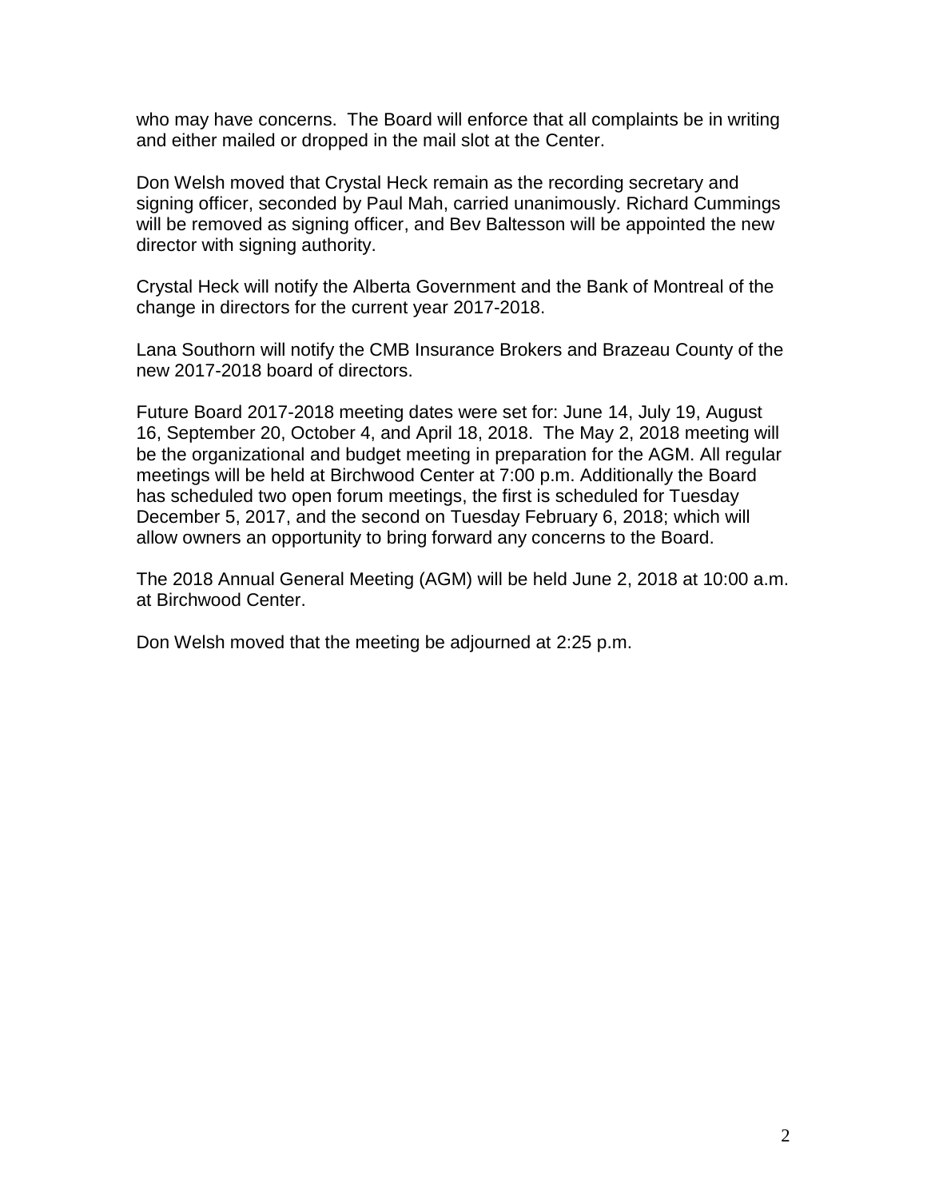who may have concerns. The Board will enforce that all complaints be in writing and either mailed or dropped in the mail slot at the Center.

Don Welsh moved that Crystal Heck remain as the recording secretary and signing officer, seconded by Paul Mah, carried unanimously. Richard Cummings will be removed as signing officer, and Bev Baltesson will be appointed the new director with signing authority.

Crystal Heck will notify the Alberta Government and the Bank of Montreal of the change in directors for the current year 2017-2018.

Lana Southorn will notify the CMB Insurance Brokers and Brazeau County of the new 2017-2018 board of directors.

Future Board 2017-2018 meeting dates were set for: June 14, July 19, August 16, September 20, October 4, and April 18, 2018. The May 2, 2018 meeting will be the organizational and budget meeting in preparation for the AGM. All regular meetings will be held at Birchwood Center at 7:00 p.m. Additionally the Board has scheduled two open forum meetings, the first is scheduled for Tuesday December 5, 2017, and the second on Tuesday February 6, 2018; which will allow owners an opportunity to bring forward any concerns to the Board.

The 2018 Annual General Meeting (AGM) will be held June 2, 2018 at 10:00 a.m. at Birchwood Center.

Don Welsh moved that the meeting be adjourned at 2:25 p.m.